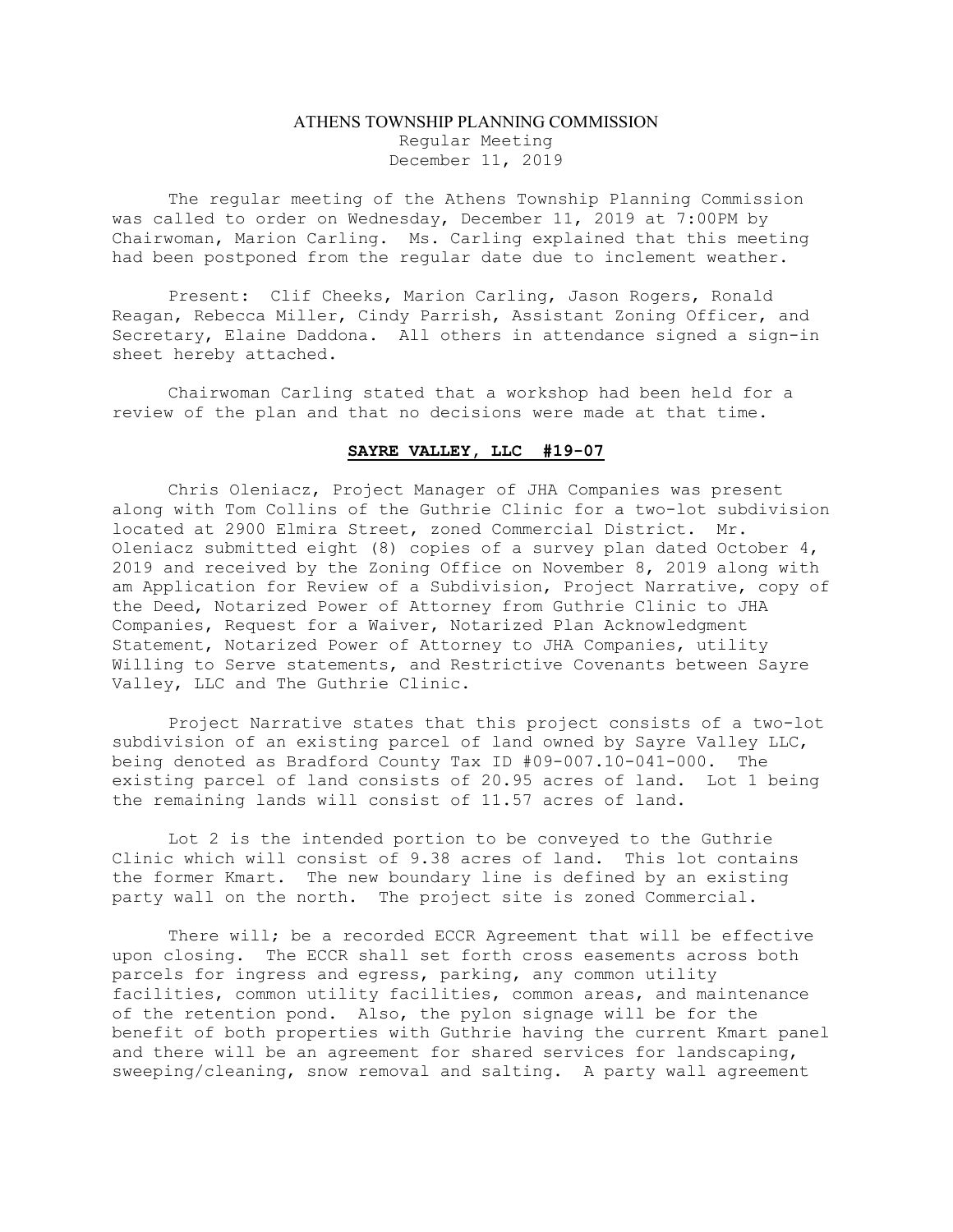# ATHENS TOWNSHIP PLANNING COMMISSION

Regular Meeting
December 11, 2019

The regular meeting of the Athens Township Planning Commission was called to order on Wednesday, December 11, 2019 at 7:00PM by Chairwoman, Marion Carling. Ms. Carling explained that this meeting had been postponed from the regular date due to inclement weather.

Present: Clif Cheeks, Marion Carling, Jason Rogers, Ronald Reagan, Rebecca Miller, Cindy Parrish, Assistant Zoning Officer, and Secretary, Elaine Daddona. All others in attendance signed a sign-in sheet hereby attached.

Chairwoman Carling stated that a workshop had been held for a review of the plan and that no decisions were made at that time.

## SAYRE VALLEY, LLC #19-07

Chris Oleniacz, Project Manager of JHA Companies was present along with Tom Collins of the Guthrie Clinic for a two-lot subdivision located at 2900 Elmira Street, zoned Commercial District. Mr. Oleniacz submitted eight (8) copies of a survey plan dated October 4, 2019 and received by the Zoning Office on November 8, 2019 along with am Application for Review of a Subdivision, Project Narrative, copy of the Deed, Notarized Power of Attorney from Guthrie Clinic to JHA Companies, Request for a Waiver, Notarized Plan Acknowledgment Statement, Notarized Power of Attorney to JHA Companies, utility Willing to Serve statements, and Restrictive Covenants between Sayre Valley, LLC and The Guthrie Clinic.

Project Narrative states that this project consists of a two-lot subdivision of an existing parcel of land owned by Sayre Valley LLC, being denoted as Bradford County Tax ID #09-007.10-041-000. The existing parcel of land consists of 20.95 acres of land. Lot 1 being the remaining lands will consist of 11.57 acres of land.

Lot 2 is the intended portion to be conveyed to the Guthrie Clinic which will consist of 9.38 acres of land. This lot contains the former Kmart. The new boundary line is defined by an existing party wall on the north. The project site is zoned Commercial.

There will; be a recorded ECCR Agreement that will be effective upon closing. The ECCR shall set forth cross easements across both parcels for ingress and egress, parking, any common utility facilities, common utility facilities, common areas, and maintenance of the retention pond. Also, the pylon signage will be for the benefit of both properties with Guthrie having the current Kmart panel and there will be an agreement for shared services for landscaping, sweeping/cleaning, snow removal and salting. A party wall agreement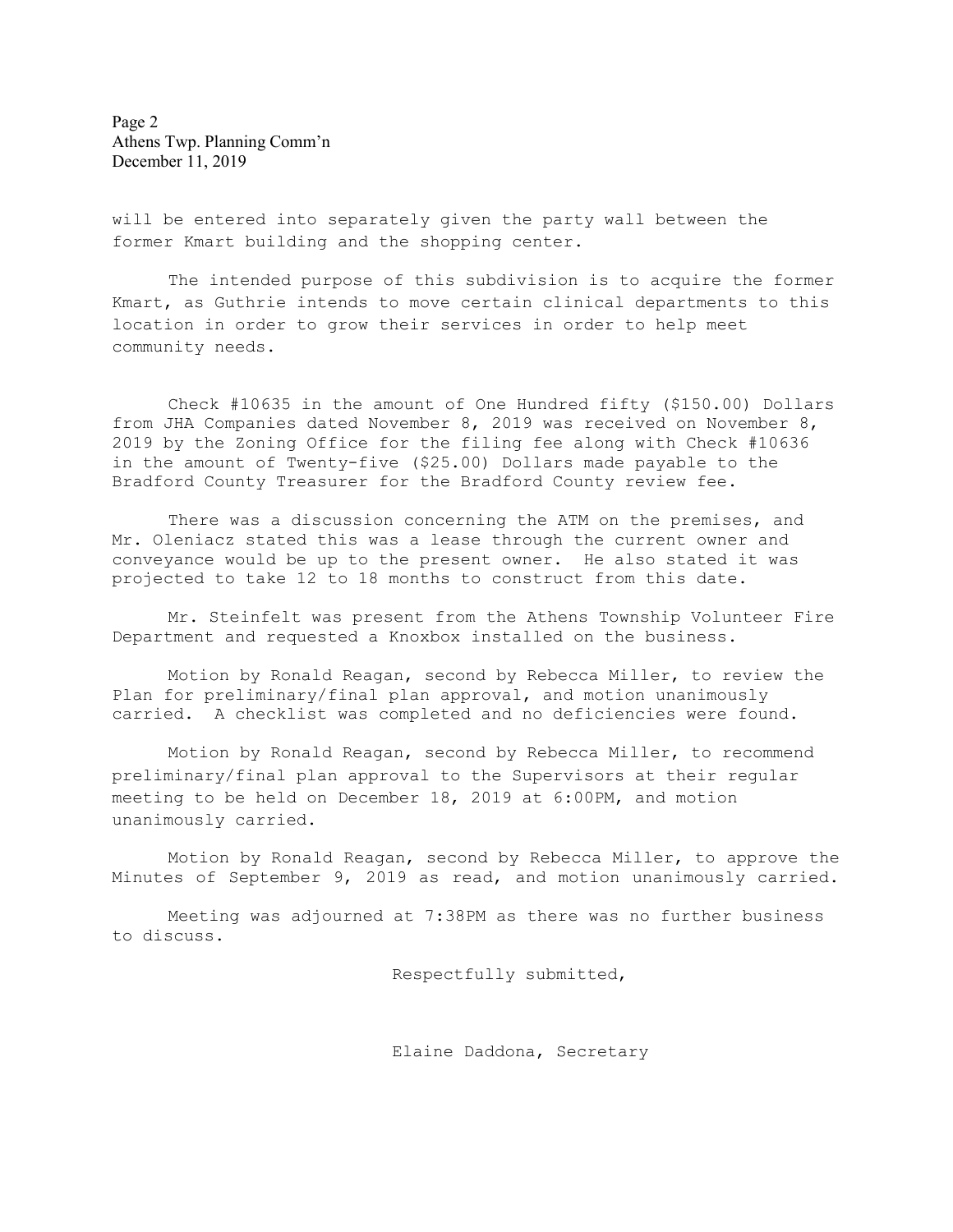will be entered into separately given the party wall between the former Kmart building and the shopping center.

The intended purpose of this subdivision is to acquire the former Kmart, as Guthrie intends to move certain clinical departments to this location in order to grow their services in order to help meet community needs.

Check #10635 in the amount of One Hundred fifty ($150.00) Dollars from JHA Companies dated November 8, 2019 was received on November 8, 2019 by the Zoning Office for the filing fee along with Check #10636 in the amount of Twenty-five ($25.00) Dollars made payable to the Bradford County Treasurer for the Bradford County review fee.

There was a discussion concerning the ATM on the premises, and Mr. Oleniacz stated this was a lease through the current owner and conveyance would be up to the present owner. He also stated it was projected to take 12 to 18 months to construct from this date.

Mr. Steinfelt was present from the Athens Township Volunteer Fire Department and requested a Knoxbox installed on the business.

Motion by Ronald Reagan, second by Rebecca Miller, to review the Plan for preliminary/final plan approval, and motion unanimously carried. A checklist was completed and no deficiencies were found.

Motion by Ronald Reagan, second by Rebecca Miller, to recommend preliminary/final plan approval to the Supervisors at their regular meeting to be held on December 18, 2019 at 6:00PM, and motion unanimously carried.

Motion by Ronald Reagan, second by Rebecca Miller, to approve the Minutes of September 9, 2019 as read, and motion unanimously carried.

Meeting was adjourned at 7:38PM as there was no further business to discuss.

Respectfully submitted,

Elaine Daddona, Secretary